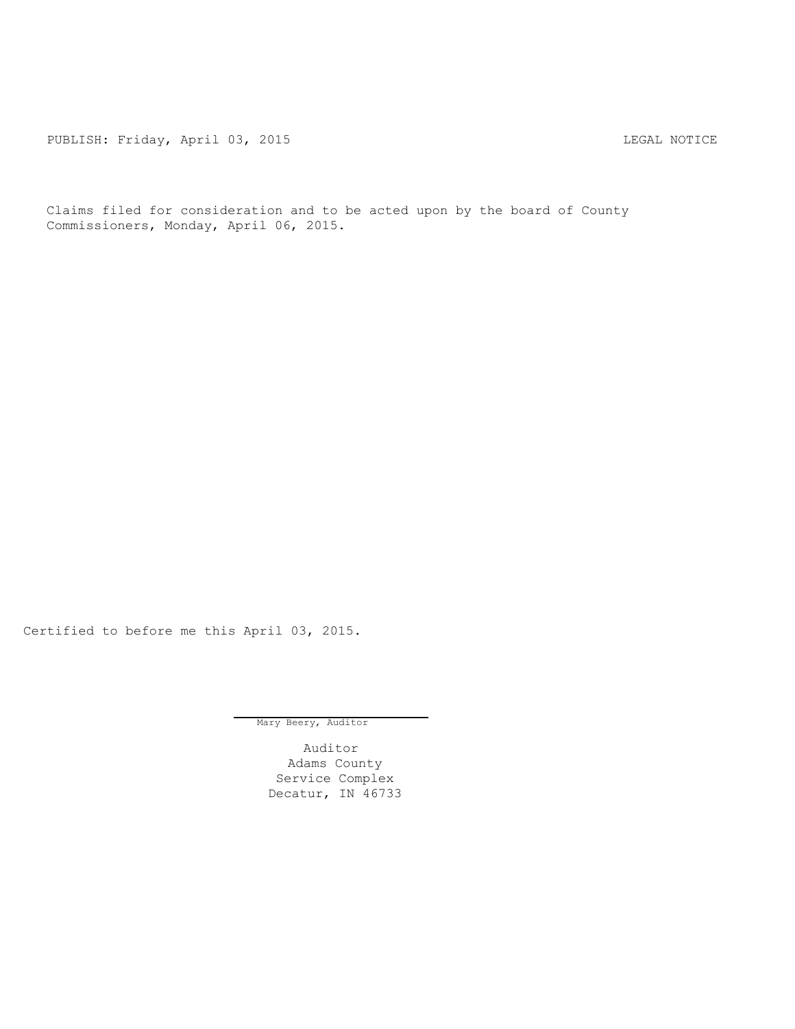PUBLISH: Friday, April 03, 2015 LEGAL NOTICE

Claims filed for consideration and to be acted upon by the board of County Commissioners, Monday, April 06, 2015.

Certified to before me this April 03, 2015.

Mary Beery, Auditor

Auditor
Adams County
Service Complex
Decatur, IN 46733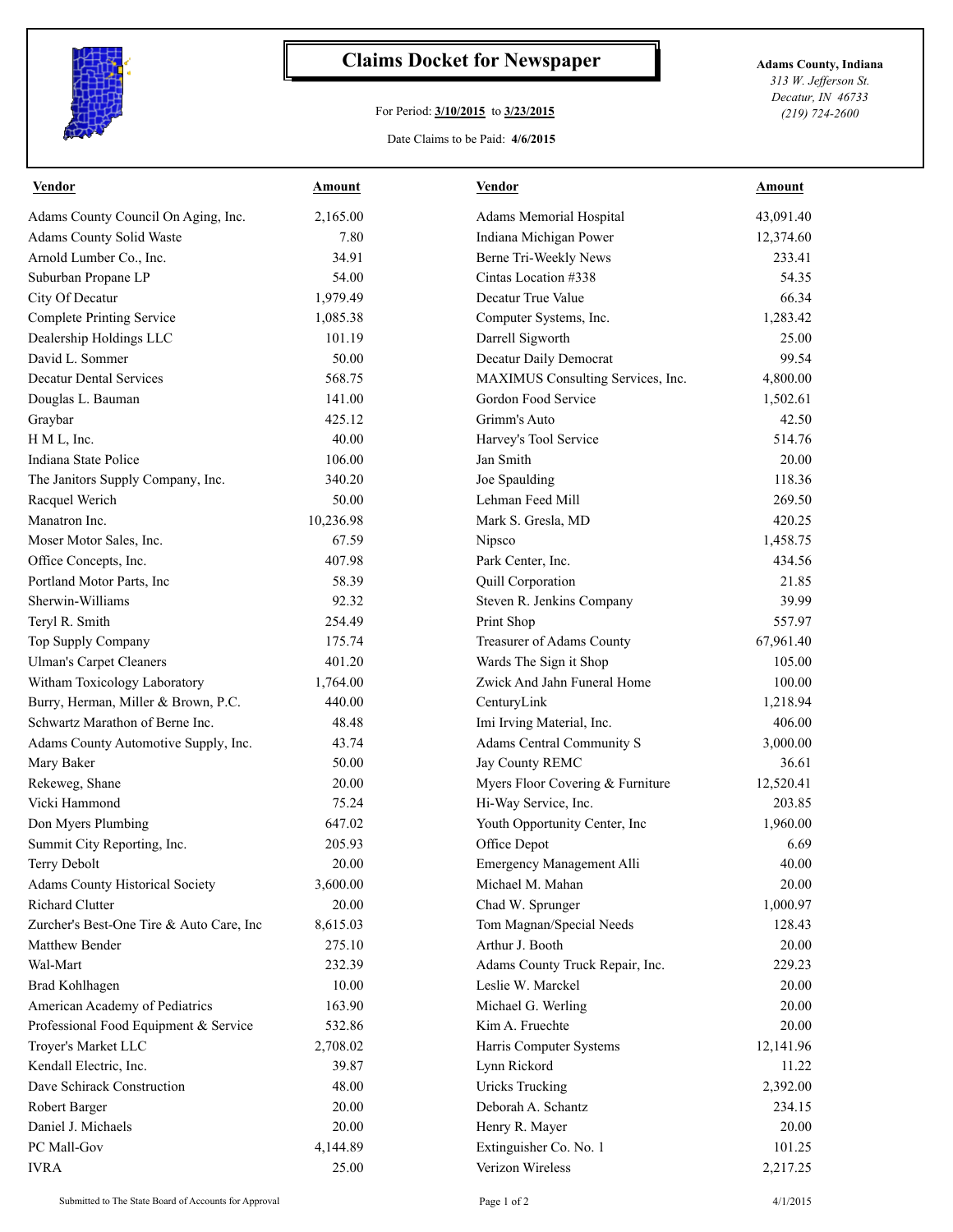# Claims Docket for Newspaper

For Period: **3/10/2015** to **3/23/2015**

Date Claims to be Paid: **4/6/2015**

**Adams County, Indiana**
*313 W. Jefferson St.*
*Decatur, IN 46733*
*(219) 724-2600*

| Vendor | Amount | Vendor | Amount |
|---|---|---|---|
| Adams County Council On Aging, Inc. | 2,165.00 | Adams Memorial Hospital | 43,091.40 |
| Adams County Solid Waste | 7.80 | Indiana Michigan Power | 12,374.60 |
| Arnold Lumber Co., Inc. | 34.91 | Berne Tri-Weekly News | 233.41 |
| Suburban Propane LP | 54.00 | Cintas Location #338 | 54.35 |
| City Of Decatur | 1,979.49 | Decatur True Value | 66.34 |
| Complete Printing Service | 1,085.38 | Computer Systems, Inc. | 1,283.42 |
| Dealership Holdings LLC | 101.19 | Darrell Sigworth | 25.00 |
| David L. Sommer | 50.00 | Decatur Daily Democrat | 99.54 |
| Decatur Dental Services | 568.75 | MAXIMUS Consulting Services, Inc. | 4,800.00 |
| Douglas L. Bauman | 141.00 | Gordon Food Service | 1,502.61 |
| Graybar | 425.12 | Grimm's Auto | 42.50 |
| H M L, Inc. | 40.00 | Harvey's Tool Service | 514.76 |
| Indiana State Police | 106.00 | Jan Smith | 20.00 |
| The Janitors Supply Company, Inc. | 340.20 | Joe Spaulding | 118.36 |
| Racquel Werich | 50.00 | Lehman Feed Mill | 269.50 |
| Manatron Inc. | 10,236.98 | Mark S. Gresla, MD | 420.25 |
| Moser Motor Sales, Inc. | 67.59 | Nipsco | 1,458.75 |
| Office Concepts, Inc. | 407.98 | Park Center, Inc. | 434.56 |
| Portland Motor Parts, Inc | 58.39 | Quill Corporation | 21.85 |
| Sherwin-Williams | 92.32 | Steven R. Jenkins Company | 39.99 |
| Teryl R. Smith | 254.49 | Print Shop | 557.97 |
| Top Supply Company | 175.74 | Treasurer of Adams County | 67,961.40 |
| Ulman's Carpet Cleaners | 401.20 | Wards The Sign it Shop | 105.00 |
| Witham Toxicology Laboratory | 1,764.00 | Zwick And Jahn Funeral Home | 100.00 |
| Burry, Herman, Miller & Brown, P.C. | 440.00 | CenturyLink | 1,218.94 |
| Schwartz Marathon of Berne Inc. | 48.48 | Imi Irving Material, Inc. | 406.00 |
| Adams County Automotive Supply, Inc. | 43.74 | Adams Central Community S | 3,000.00 |
| Mary Baker | 50.00 | Jay County REMC | 36.61 |
| Rekeweg, Shane | 20.00 | Myers Floor Covering & Furniture | 12,520.41 |
| Vicki Hammond | 75.24 | Hi-Way Service, Inc. | 203.85 |
| Don Myers Plumbing | 647.02 | Youth Opportunity Center, Inc | 1,960.00 |
| Summit City Reporting, Inc. | 205.93 | Office Depot | 6.69 |
| Terry Debolt | 20.00 | Emergency Management Alli | 40.00 |
| Adams County Historical Society | 3,600.00 | Michael M. Mahan | 20.00 |
| Richard Clutter | 20.00 | Chad W. Sprunger | 1,000.97 |
| Zurcher's Best-One Tire & Auto Care, Inc | 8,615.03 | Tom Magnan/Special Needs | 128.43 |
| Matthew Bender | 275.10 | Arthur J. Booth | 20.00 |
| Wal-Mart | 232.39 | Adams County Truck Repair, Inc. | 229.23 |
| Brad Kohlhagen | 10.00 | Leslie W. Marckel | 20.00 |
| American Academy of Pediatrics | 163.90 | Michael G. Werling | 20.00 |
| Professional Food Equipment & Service | 532.86 | Kim A. Fruechte | 20.00 |
| Troyer's Market LLC | 2,708.02 | Harris Computer Systems | 12,141.96 |
| Kendall Electric, Inc. | 39.87 | Lynn Rickord | 11.22 |
| Dave Schirack Construction | 48.00 | Uricks Trucking | 2,392.00 |
| Robert Barger | 20.00 | Deborah A. Schantz | 234.15 |
| Daniel J. Michaels | 20.00 | Henry R. Mayer | 20.00 |
| PC Mall-Gov | 4,144.89 | Extinguisher Co. No. 1 | 101.25 |
| IVRA | 25.00 | Verizon Wireless | 2,217.25 |

Submitted to The State Board of Accounts for Approval — 4/1/2015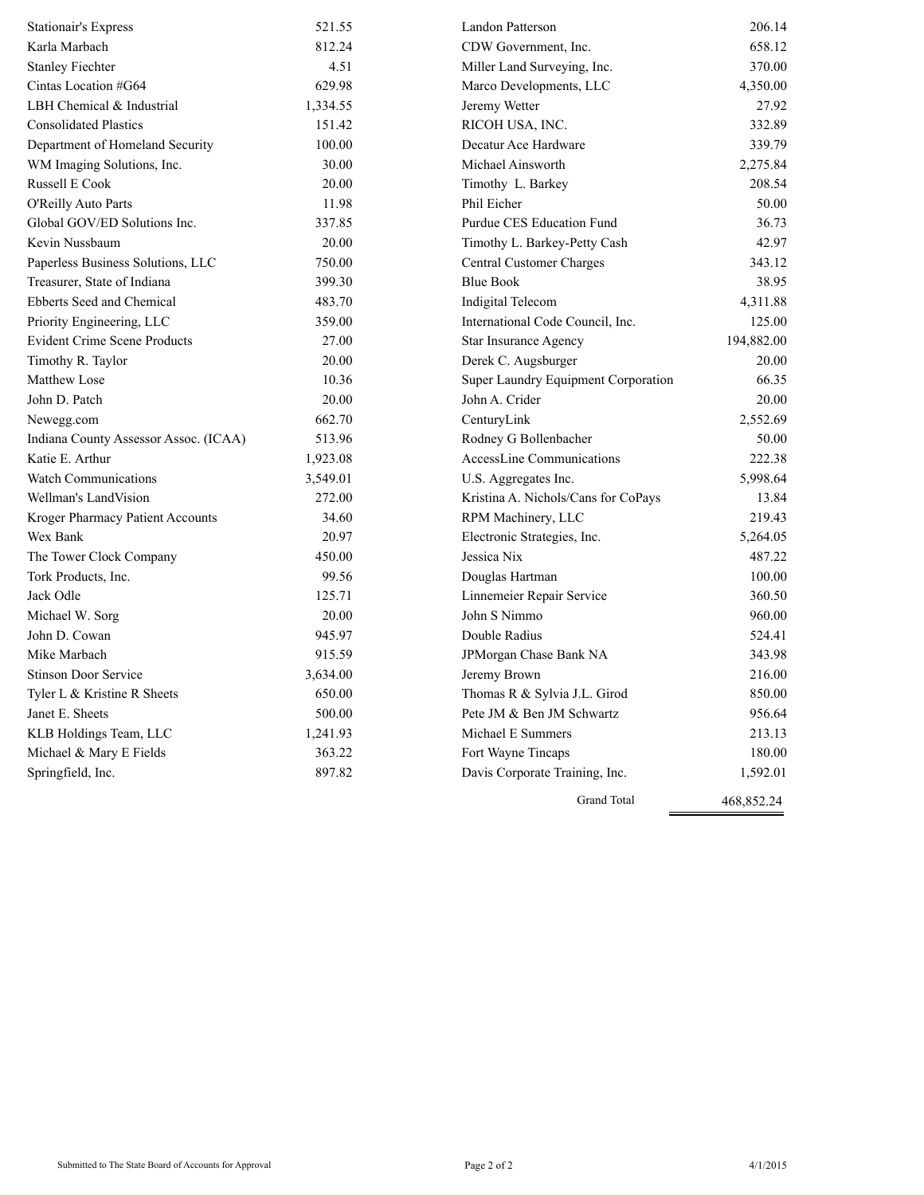| | |
|---|---|
| Stationair's Express | 521.55 |
| Karla Marbach | 812.24 |
| Stanley Fiechter | 4.51 |
| Cintas Location #G64 | 629.98 |
| LBH Chemical & Industrial | 1,334.55 |
| Consolidated Plastics | 151.42 |
| Department of Homeland Security | 100.00 |
| WM Imaging Solutions, Inc. | 30.00 |
| Russell E Cook | 20.00 |
| O'Reilly Auto Parts | 11.98 |
| Global GOV/ED Solutions Inc. | 337.85 |
| Kevin Nussbaum | 20.00 |
| Paperless Business Solutions, LLC | 750.00 |
| Treasurer, State of Indiana | 399.30 |
| Ebberts Seed and Chemical | 483.70 |
| Priority Engineering, LLC | 359.00 |
| Evident Crime Scene Products | 27.00 |
| Timothy R. Taylor | 20.00 |
| Matthew Lose | 10.36 |
| John D. Patch | 20.00 |
| Newegg.com | 662.70 |
| Indiana County Assessor Assoc. (ICAA) | 513.96 |
| Katie E. Arthur | 1,923.08 |
| Watch Communications | 3,549.01 |
| Wellman's LandVision | 272.00 |
| Kroger Pharmacy Patient Accounts | 34.60 |
| Wex Bank | 20.97 |
| The Tower Clock Company | 450.00 |
| Tork Products, Inc. | 99.56 |
| Jack Odle | 125.71 |
| Michael W. Sorg | 20.00 |
| John D. Cowan | 945.97 |
| Mike Marbach | 915.59 |
| Stinson Door Service | 3,634.00 |
| Tyler L & Kristine R Sheets | 650.00 |
| Janet E. Sheets | 500.00 |
| KLB Holdings Team, LLC | 1,241.93 |
| Michael & Mary E Fields | 363.22 |
| Springfield, Inc. | 897.82 |
| Landon Patterson | 206.14 |
| CDW Government, Inc. | 658.12 |
| Miller Land Surveying, Inc. | 370.00 |
| Marco Developments, LLC | 4,350.00 |
| Jeremy Wetter | 27.92 |
| RICOH USA, INC. | 332.89 |
| Decatur Ace Hardware | 339.79 |
| Michael Ainsworth | 2,275.84 |
| Timothy L. Barkey | 208.54 |
| Phil Eicher | 50.00 |
| Purdue CES Education Fund | 36.73 |
| Timothy L. Barkey-Petty Cash | 42.97 |
| Central Customer Charges | 343.12 |
| Blue Book | 38.95 |
| Indigital Telecom | 4,311.88 |
| International Code Council, Inc. | 125.00 |
| Star Insurance Agency | 194,882.00 |
| Derek C. Augsburger | 20.00 |
| Super Laundry Equipment Corporation | 66.35 |
| John A. Crider | 20.00 |
| CenturyLink | 2,552.69 |
| Rodney G Bollenbacher | 50.00 |
| AccessLine Communications | 222.38 |
| U.S. Aggregates Inc. | 5,998.64 |
| Kristina A. Nichols/Cans for CoPays | 13.84 |
| RPM Machinery, LLC | 219.43 |
| Electronic Strategies, Inc. | 5,264.05 |
| Jessica Nix | 487.22 |
| Douglas Hartman | 100.00 |
| Linnemeier Repair Service | 360.50 |
| John S Nimmo | 960.00 |
| Double Radius | 524.41 |
| JPMorgan Chase Bank NA | 343.98 |
| Jeremy Brown | 216.00 |
| Thomas R & Sylvia J.L. Girod | 850.00 |
| Pete JM & Ben JM Schwartz | 956.64 |
| Michael E Summers | 213.13 |
| Fort Wayne Tincaps | 180.00 |
| Davis Corporate Training, Inc. | 1,592.01 |
| Grand Total | 468,852.24 |

Submitted to The State Board of Accounts for Approval

4/1/2015